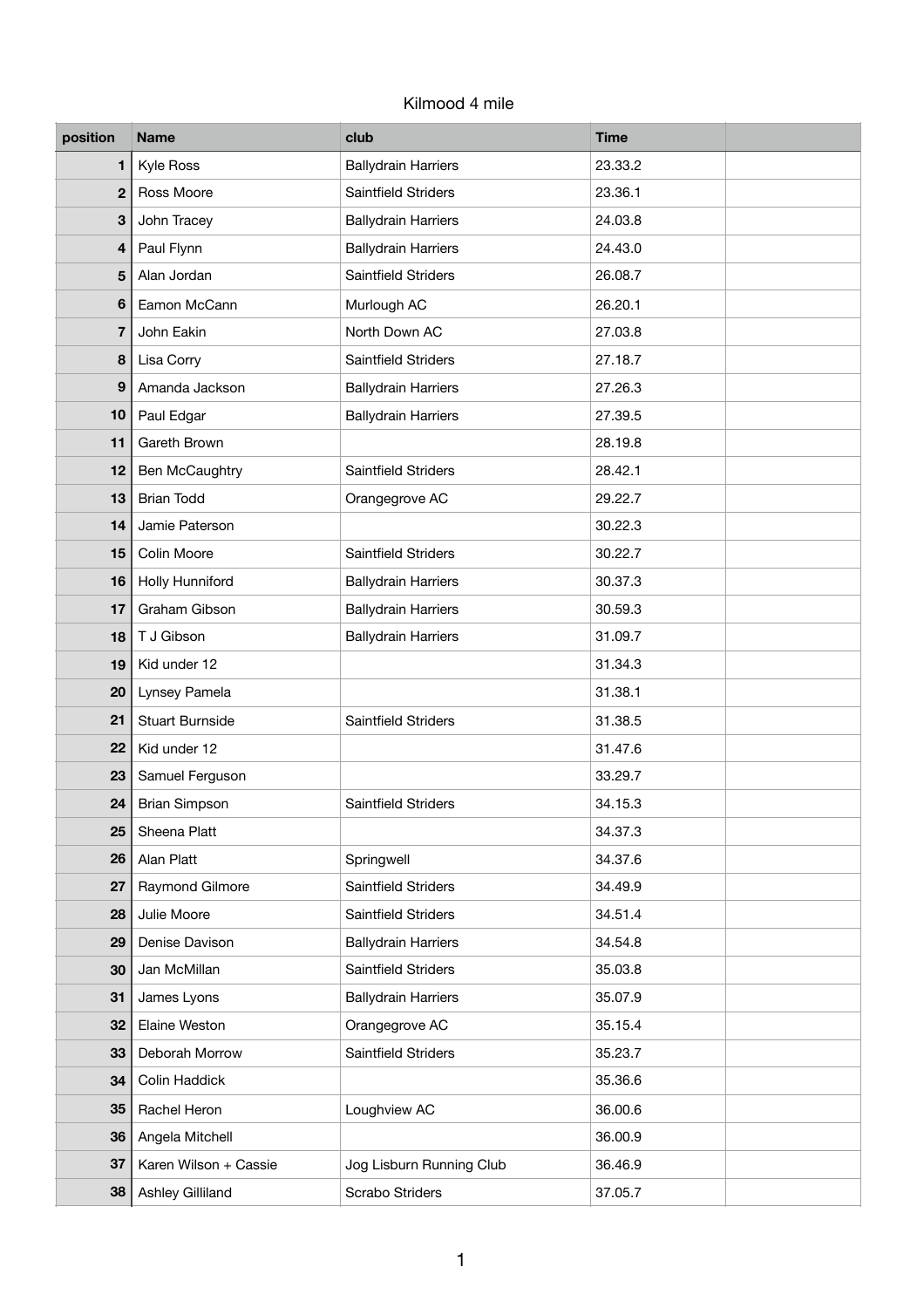Kilmood 4 mile

| position | Name | club | Time | |
|---|---|---|---|---|
| 1 | Kyle Ross | Ballydrain Harriers | 23.33.2 | |
| 2 | Ross Moore | Saintfield Striders | 23.36.1 | |
| 3 | John Tracey | Ballydrain Harriers | 24.03.8 | |
| 4 | Paul Flynn | Ballydrain Harriers | 24.43.0 | |
| 5 | Alan Jordan | Saintfield Striders | 26.08.7 | |
| 6 | Eamon McCann | Murlough AC | 26.20.1 | |
| 7 | John Eakin | North Down AC | 27.03.8 | |
| 8 | Lisa Corry | Saintfield Striders | 27.18.7 | |
| 9 | Amanda Jackson | Ballydrain Harriers | 27.26.3 | |
| 10 | Paul Edgar | Ballydrain Harriers | 27.39.5 | |
| 11 | Gareth Brown | | 28.19.8 | |
| 12 | Ben McCaughtry | Saintfield Striders | 28.42.1 | |
| 13 | Brian Todd | Orangegrove AC | 29.22.7 | |
| 14 | Jamie Paterson | | 30.22.3 | |
| 15 | Colin Moore | Saintfield Striders | 30.22.7 | |
| 16 | Holly Hunniford | Ballydrain Harriers | 30.37.3 | |
| 17 | Graham Gibson | Ballydrain Harriers | 30.59.3 | |
| 18 | T J Gibson | Ballydrain Harriers | 31.09.7 | |
| 19 | Kid under 12 | | 31.34.3 | |
| 20 | Lynsey Pamela | | 31.38.1 | |
| 21 | Stuart Burnside | Saintfield Striders | 31.38.5 | |
| 22 | Kid under 12 | | 31.47.6 | |
| 23 | Samuel Ferguson | | 33.29.7 | |
| 24 | Brian Simpson | Saintfield Striders | 34.15.3 | |
| 25 | Sheena Platt | | 34.37.3 | |
| 26 | Alan Platt | Springwell | 34.37.6 | |
| 27 | Raymond Gilmore | Saintfield Striders | 34.49.9 | |
| 28 | Julie Moore | Saintfield Striders | 34.51.4 | |
| 29 | Denise Davison | Ballydrain Harriers | 34.54.8 | |
| 30 | Jan McMillan | Saintfield Striders | 35.03.8 | |
| 31 | James Lyons | Ballydrain Harriers | 35.07.9 | |
| 32 | Elaine Weston | Orangegrove AC | 35.15.4 | |
| 33 | Deborah Morrow | Saintfield Striders | 35.23.7 | |
| 34 | Colin Haddick | | 35.36.6 | |
| 35 | Rachel Heron | Loughview AC | 36.00.6 | |
| 36 | Angela Mitchell | | 36.00.9 | |
| 37 | Karen Wilson + Cassie | Jog Lisburn Running Club | 36.46.9 | |
| 38 | Ashley Gilliland | Scrabo Striders | 37.05.7 | |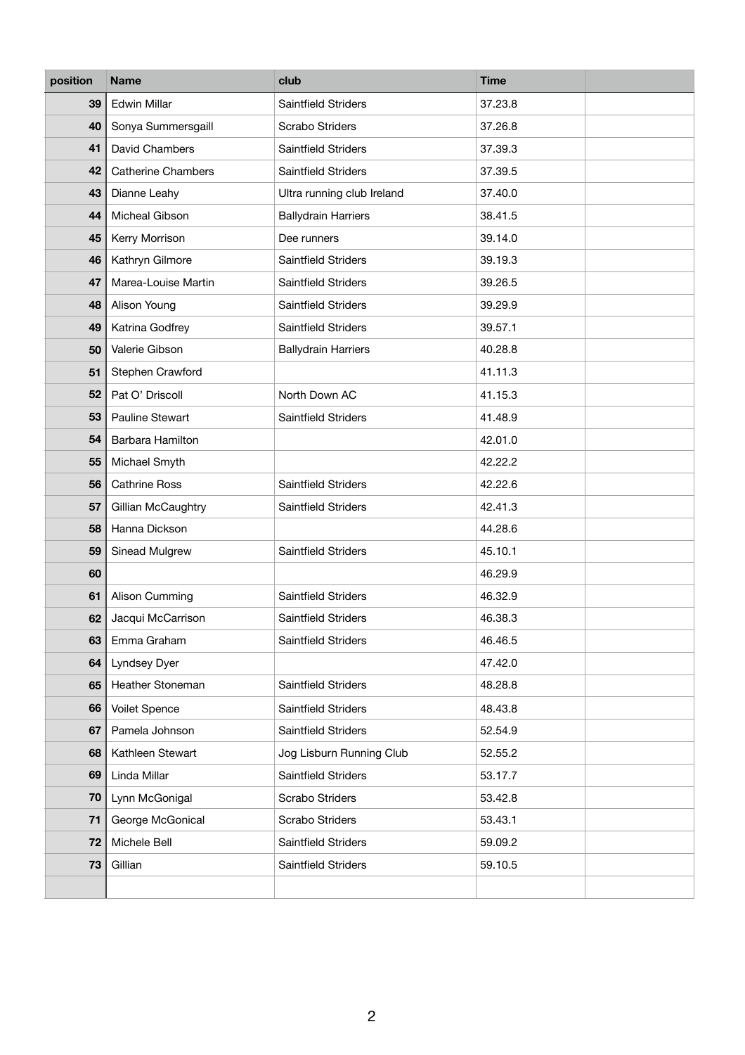| position | Name | club | Time | |
|---|---|---|---|---|
| 39 | Edwin Millar | Saintfield Striders | 37.23.8 | |
| 40 | Sonya Summersgaill | Scrabo Striders | 37.26.8 | |
| 41 | David Chambers | Saintfield Striders | 37.39.3 | |
| 42 | Catherine Chambers | Saintfield Striders | 37.39.5 | |
| 43 | Dianne Leahy | Ultra running club Ireland | 37.40.0 | |
| 44 | Micheal Gibson | Ballydrain Harriers | 38.41.5 | |
| 45 | Kerry Morrison | Dee runners | 39.14.0 | |
| 46 | Kathryn Gilmore | Saintfield Striders | 39.19.3 | |
| 47 | Marea-Louise Martin | Saintfield Striders | 39.26.5 | |
| 48 | Alison Young | Saintfield Striders | 39.29.9 | |
| 49 | Katrina Godfrey | Saintfield Striders | 39.57.1 | |
| 50 | Valerie Gibson | Ballydrain Harriers | 40.28.8 | |
| 51 | Stephen Crawford | | 41.11.3 | |
| 52 | Pat O' Driscoll | North Down AC | 41.15.3 | |
| 53 | Pauline Stewart | Saintfield Striders | 41.48.9 | |
| 54 | Barbara Hamilton | | 42.01.0 | |
| 55 | Michael Smyth | | 42.22.2 | |
| 56 | Cathrine Ross | Saintfield Striders | 42.22.6 | |
| 57 | Gillian McCaughtry | Saintfield Striders | 42.41.3 | |
| 58 | Hanna Dickson | | 44.28.6 | |
| 59 | Sinead Mulgrew | Saintfield Striders | 45.10.1 | |
| 60 | | | 46.29.9 | |
| 61 | Alison Cumming | Saintfield Striders | 46.32.9 | |
| 62 | Jacqui McCarrison | Saintfield Striders | 46.38.3 | |
| 63 | Emma Graham | Saintfield Striders | 46.46.5 | |
| 64 | Lyndsey Dyer | | 47.42.0 | |
| 65 | Heather Stoneman | Saintfield Striders | 48.28.8 | |
| 66 | Voilet Spence | Saintfield Striders | 48.43.8 | |
| 67 | Pamela Johnson | Saintfield Striders | 52.54.9 | |
| 68 | Kathleen Stewart | Jog Lisburn Running Club | 52.55.2 | |
| 69 | Linda Millar | Saintfield Striders | 53.17.7 | |
| 70 | Lynn McGonigal | Scrabo Striders | 53.42.8 | |
| 71 | George McGonical | Scrabo Striders | 53.43.1 | |
| 72 | Michele Bell | Saintfield Striders | 59.09.2 | |
| 73 | Gillian | Saintfield Striders | 59.10.5 | |
| | | | | |